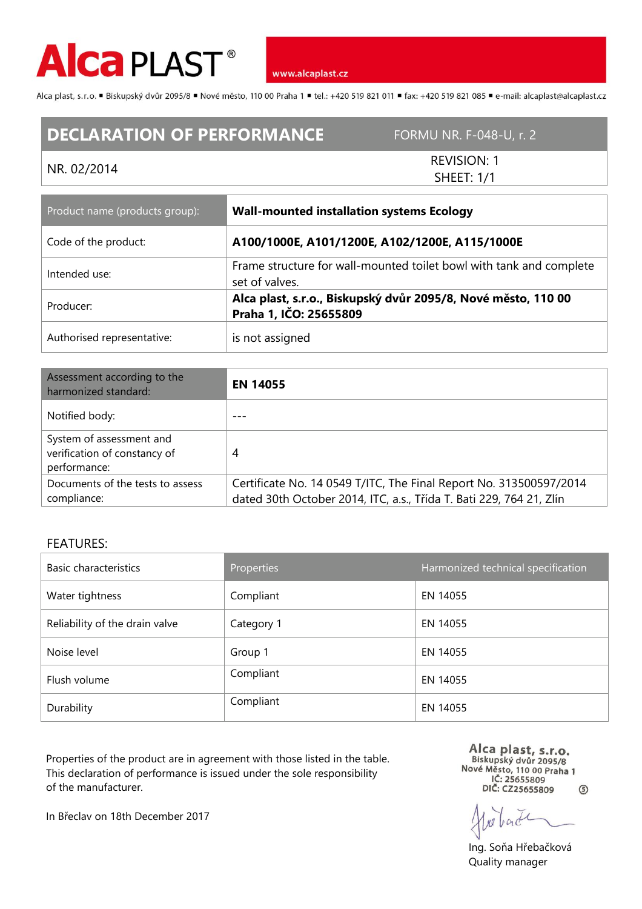# Alca PLAST®

www.alcaplast.cz

Alca plast, s.r.o. ▪ Biskupský dvůr 2095/8 ▪ Nové město, 110 00 Praha 1 ▪ tel.: +420 519 821 011 ▪ fax: +420 519 821 085 ▪ e-mail: alcaplast@alcaplast.cz

## DECLARATION OF PERFORMANCE

FORMU NR. F-048-U, r. 2

NR. 02/2014

REVISION: 1
SHEET: 1/1

| Product name (products group): | **Wall-mounted installation systems Ecology** |
|---|---|
| Code of the product: | **A100/1000E, A101/1200E, A102/1200E, A115/1000E** |
| Intended use: | Frame structure for wall-mounted toilet bowl with tank and complete set of valves. |
| Producer: | **Alca plast, s.r.o., Biskupský dvůr 2095/8, Nové město, 110 00 Praha 1, IČO: 25655809** |
| Authorised representative: | is not assigned |

| Assessment according to the harmonized standard: | **EN 14055** |
|---|---|
| Notified body: | --- |
| System of assessment and verification of constancy of performance: | 4 |
| Documents of the tests to assess compliance: | Certificate No. 14 0549 T/ITC, The Final Report No. 313500597/2014 dated 30th October 2014, ITC, a.s., Třída T. Bati 229, 764 21, Zlín |

FEATURES:

| Basic characteristics | Properties | Harmonized technical specification |
|---|---|---|
| Water tightness | Compliant | EN 14055 |
| Reliability of the drain valve | Category 1 | EN 14055 |
| Noise level | Group 1 | EN 14055 |
| Flush volume | Compliant | EN 14055 |
| Durability | Compliant | EN 14055 |

Properties of the product are in agreement with those listed in the table. This declaration of performance is issued under the sole responsibility of the manufacturer.

In Břeclav on 18th December 2017

Alca plast, s.r.o.
Biskupský dvůr 2095/8
Nové Město, 110 00 Praha 1
IČ: 25655809
DIČ: CZ25655809

Ing. Soňa Hřebačková
Quality manager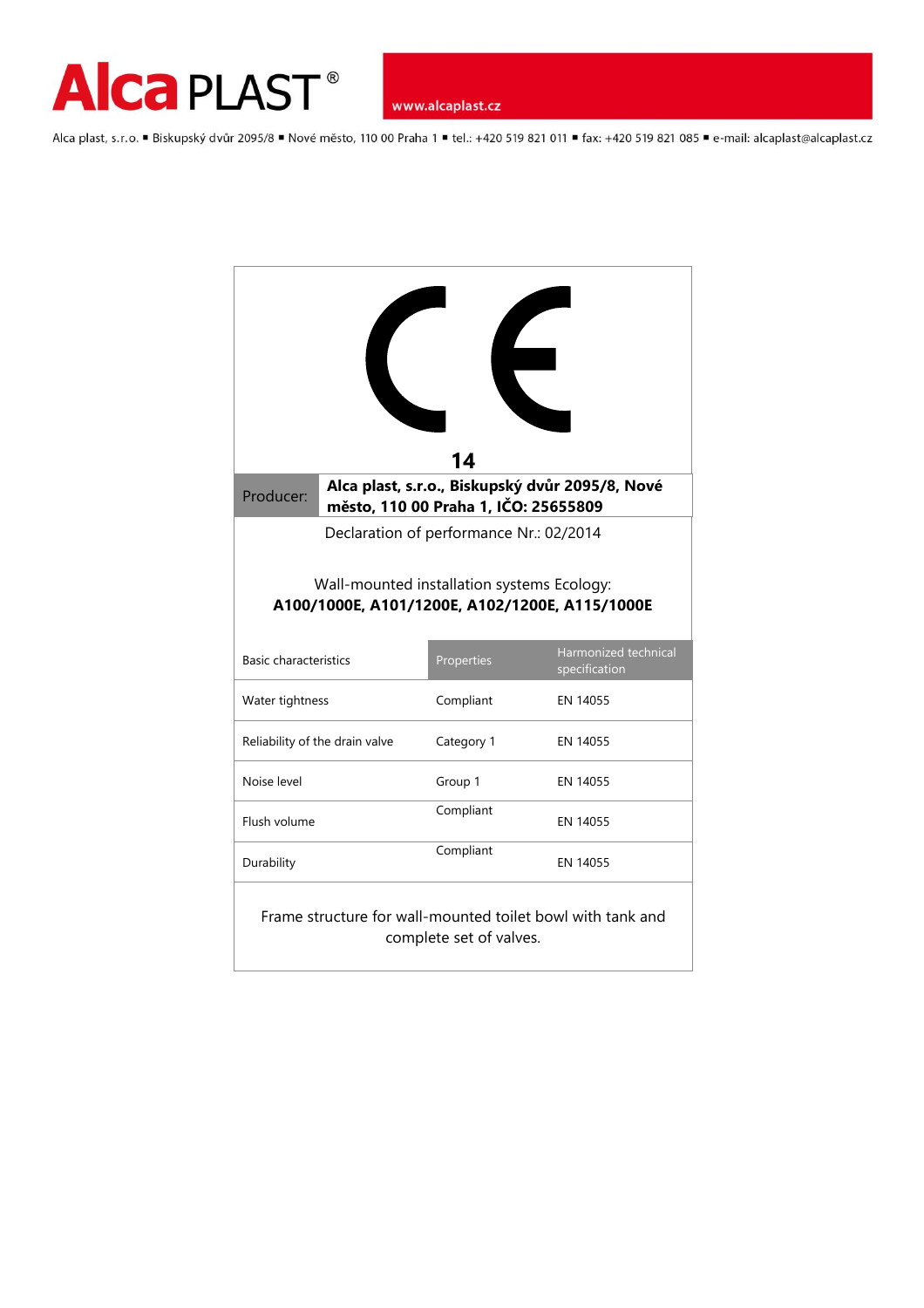Alca PLAST®

www.alcaplast.cz

Alca plast, s.r.o. ▪ Biskupský dvůr 2095/8 ▪ Nové město, 110 00 Praha 1 ▪ tel.: +420 519 821 011 ▪ fax: +420 519 821 085 ▪ e-mail: alcaplast@alcaplast.cz

CE

**14**

| Producer: | **Alca plast, s.r.o., Biskupský dvůr 2095/8, Nové město, 110 00 Praha 1, IČO: 25655809** |
|---|---|

Declaration of performance Nr.: 02/2014

Wall-mounted installation systems Ecology:
**A100/1000E, A101/1200E, A102/1200E, A115/1000E**

| Basic characteristics | Properties | Harmonized technical specification |
|---|---|---|
| Water tightness | Compliant | EN 14055 |
| Reliability of the drain valve | Category 1 | EN 14055 |
| Noise level | Group 1 | EN 14055 |
| Flush volume | Compliant | EN 14055 |
| Durability | Compliant | EN 14055 |

Frame structure for wall-mounted toilet bowl with tank and complete set of valves.